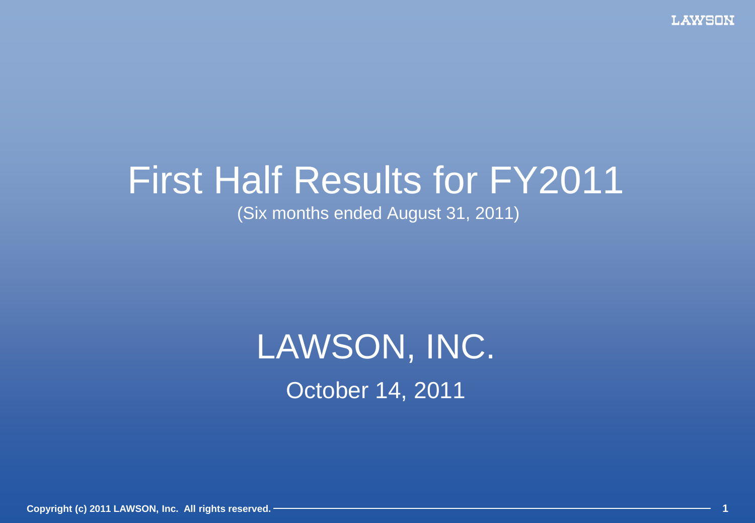# First Half Results for FY2011

(Six months ended August 31, 2011)

## LAWSON, INC.

October 14, 2011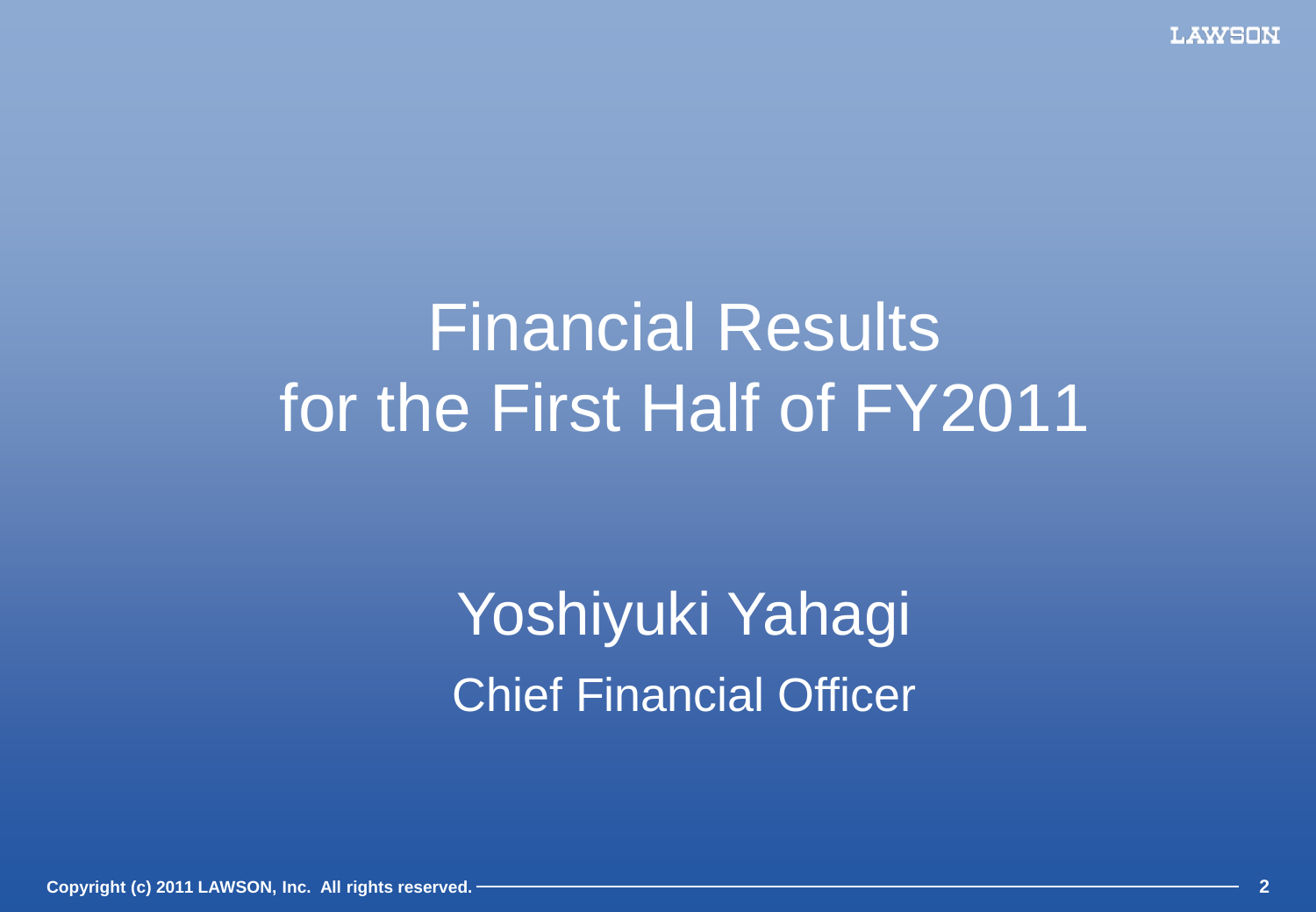# Financial Results for the First Half of FY2011

Yoshiyuki Yahagi

Chief Financial Officer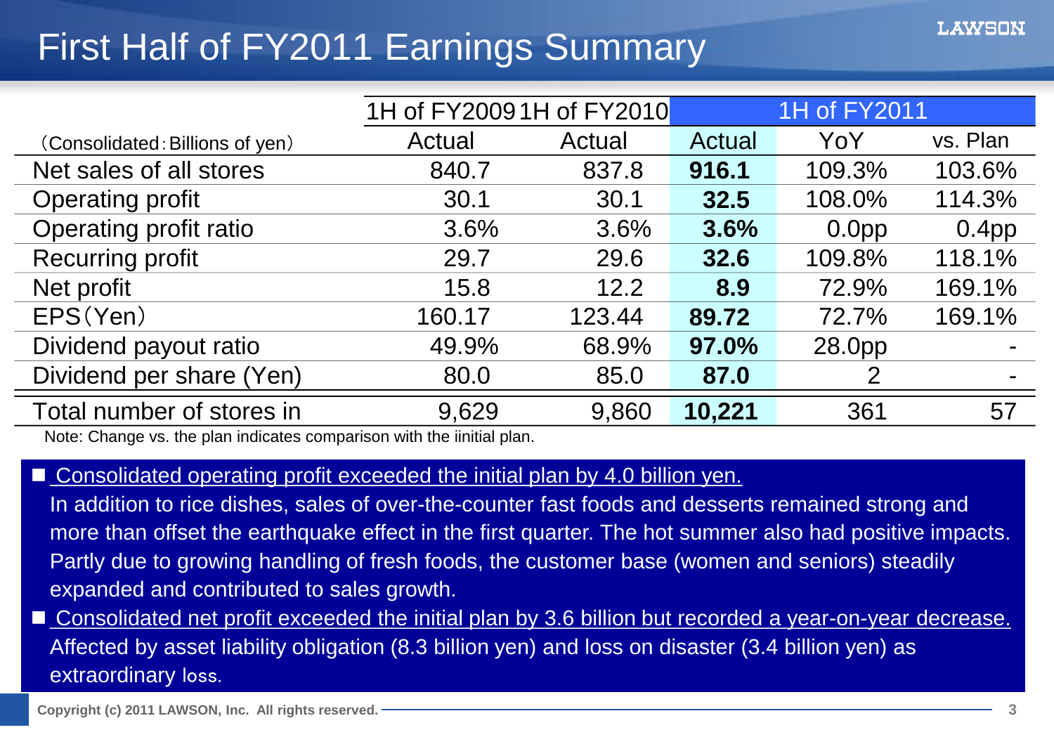# First Half of FY2011 Earnings Summary

| (Consolidated: Billions of yen) | 1H of FY2009 | 1H of FY2010 | 1H of FY2011 | | |
|---|---|---|---|---|---|
| | Actual | Actual | Actual | YoY | vs. Plan |
| Net sales of all stores | 840.7 | 837.8 | **916.1** | 109.3% | 103.6% |
| Operating profit | 30.1 | 30.1 | **32.5** | 108.0% | 114.3% |
| Operating profit ratio | 3.6% | 3.6% | **3.6%** | 0.0pp | 0.4pp |
| Recurring profit | 29.7 | 29.6 | **32.6** | 109.8% | 118.1% |
| Net profit | 15.8 | 12.2 | **8.9** | 72.9% | 169.1% |
| EPS (Yen) | 160.17 | 123.44 | **89.72** | 72.7% | 169.1% |
| Dividend payout ratio | 49.9% | 68.9% | **97.0%** | 28.0pp | - |
| Dividend per share (Yen) | 80.0 | 85.0 | **87.0** | 2 | - |
| Total number of stores in | 9,629 | 9,860 | **10,221** | 361 | 57 |

Note: Change vs. the plan indicates comparison with the iinitial plan.

- Consolidated operating profit exceeded the initial plan by 4.0 billion yen.

  In addition to rice dishes, sales of over-the-counter fast foods and desserts remained strong and more than offset the earthquake effect in the first quarter. The hot summer also had positive impacts. Partly due to growing handling of fresh foods, the customer base (women and seniors) steadily expanded and contributed to sales growth.

- Consolidated net profit exceeded the initial plan by 3.6 billion but recorded a year-on-year decrease.

  Affected by asset liability obligation (8.3 billion yen) and loss on disaster (3.4 billion yen) as extraordinary loss.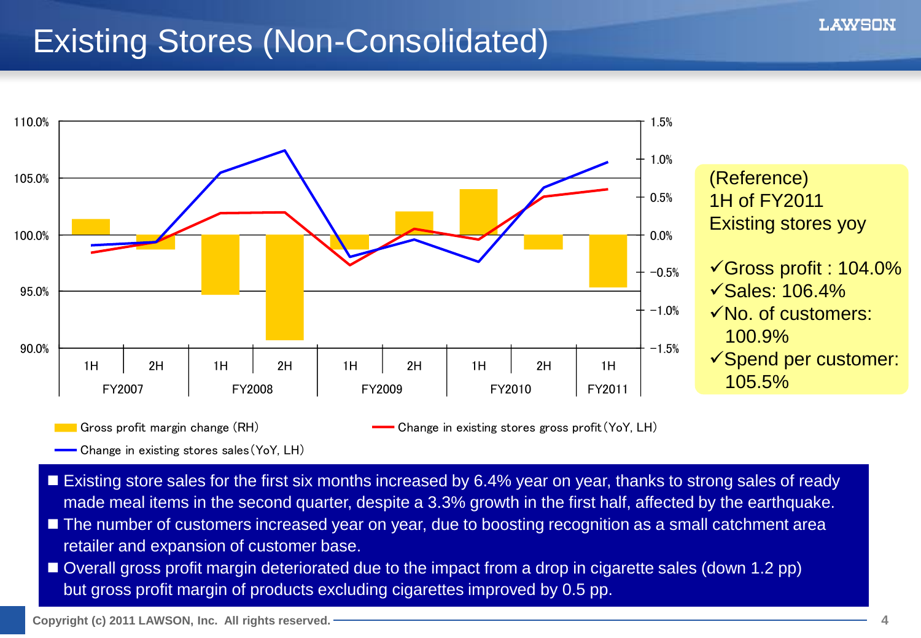# Existing Stores (Non-Consolidated)

110.0% | 105.0% | 100.0% | 95.0% | 90.0%

1.5% | 1.0% | 0.5% | 0.0% | −0.5% | −1.0% | −1.5%

| FY2007 | | FY2008 | | FY2009 | | FY2010 | | FY2011 |
|---|---|---|---|---|---|---|---|---|
| 1H | 2H | 1H | 2H | 1H | 2H | 1H | 2H | 1H |

Gross profit margin change (RH)

Change in existing stores gross profit (YoY, LH)

Change in existing stores sales (YoY, LH)

(Reference)
1H of FY2011
Existing stores yoy

- ✓Gross profit : 104.0%
- ✓Sales: 106.4%
- ✓No. of customers: 100.9%
- ✓Spend per customer: 105.5%

- Existing store sales for the first six months increased by 6.4% year on year, thanks to strong sales of ready made meal items in the second quarter, despite a 3.3% growth in the first half, affected by the earthquake.
- The number of customers increased year on year, due to boosting recognition as a small catchment area retailer and expansion of customer base.
- Overall gross profit margin deteriorated due to the impact from a drop in cigarette sales (down 1.2 pp) but gross profit margin of products excluding cigarettes improved by 0.5 pp.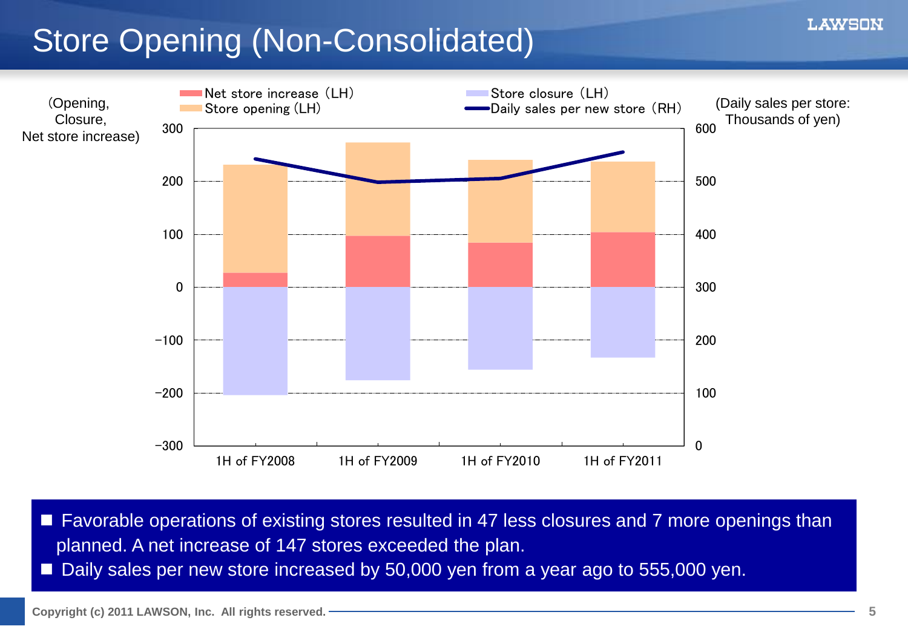# Store Opening (Non-Consolidated)

(Opening, Closure, Net store increase)

Net store increase（LH）
Store opening（LH）
Store closure（LH）
Daily sales per new store（RH）

(Daily sales per store: Thousands of yen)

1H of FY2008 | 1H of FY2009 | 1H of FY2010 | 1H of FY2011

- Favorable operations of existing stores resulted in 47 less closures and 7 more openings than planned. A net increase of 147 stores exceeded the plan.
- Daily sales per new store increased by 50,000 yen from a year ago to 555,000 yen.

Copyright (c) 2011 LAWSON, Inc. All rights reserved.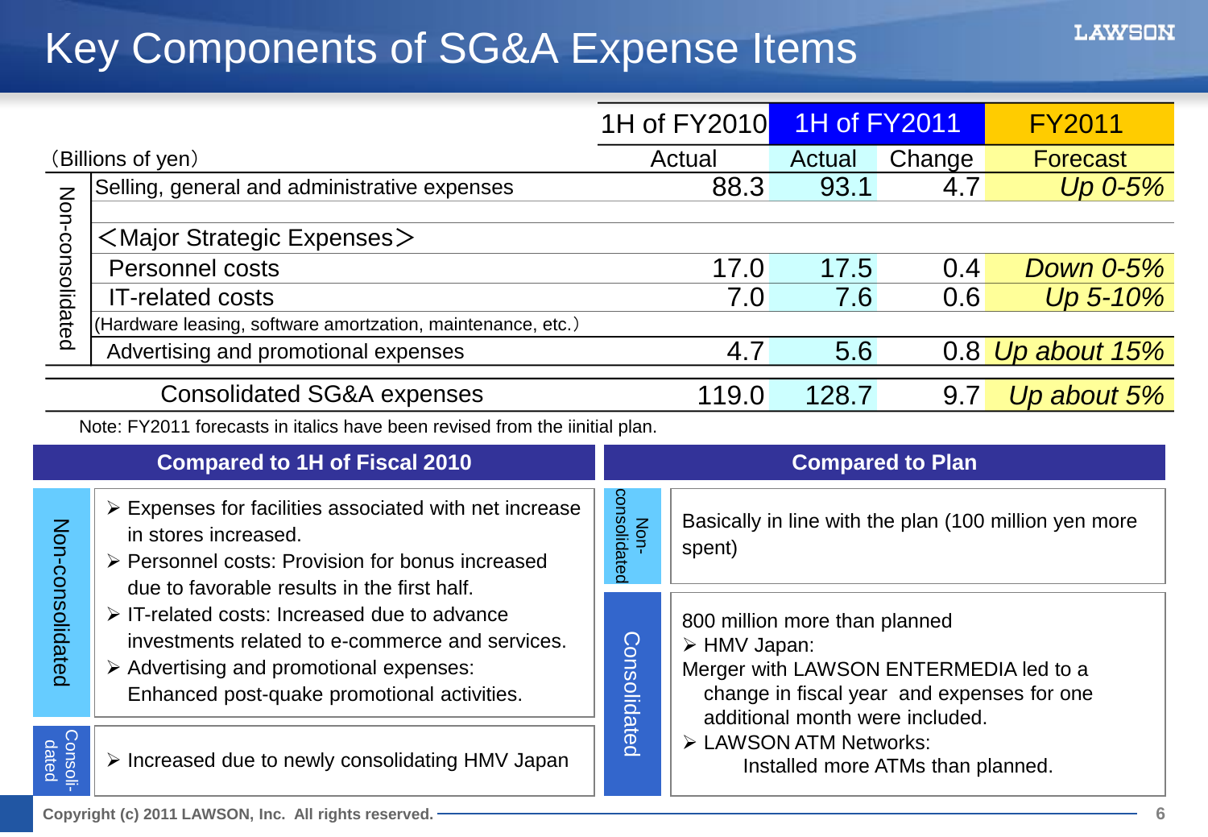# Key Components of SG&A Expense Items

| (Billions of yen) | | 1H of FY2010 | 1H of FY2011 | | FY2011 |
|---|---|---|---|---|---|
| | | Actual | Actual | Change | Forecast |
| Non-consolidated | Selling, general and administrative expenses | 88.3 | 93.1 | 4.7 | *Up 0-5%* |
| | <Major Strategic Expenses> | | | | |
| | Personnel costs | 17.0 | 17.5 | 0.4 | *Down 0-5%* |
| | IT-related costs | 7.0 | 7.6 | 0.6 | *Up 5-10%* |
| | (Hardware leasing, software amortzation, maintenance, etc.) | | | | |
| | Advertising and promotional expenses | 4.7 | 5.6 | 0.8 | *Up about 15%* |
| | Consolidated SG&A expenses | 119.0 | 128.7 | 9.7 | *Up about 5%* |

Note: FY2011 forecasts in italics have been revised from the iinitial plan.

## Compared to 1H of Fiscal 2010

**Non-consolidated**

- Expenses for facilities associated with net increase in stores increased.
- Personnel costs: Provision for bonus increased due to favorable results in the first half.
- IT-related costs: Increased due to advance investments related to e-commerce and services.
- Advertising and promotional expenses: Enhanced post-quake promotional activities.

**Consolidated**

- Increased due to newly consolidating HMV Japan

## Compared to Plan

**Non-consolidated**

Basically in line with the plan (100 million yen more spent)

**Consolidated**

800 million more than planned

- HMV Japan:
  Merger with LAWSON ENTERMEDIA led to a change in fiscal year and expenses for one additional month were included.
- LAWSON ATM Networks:
  Installed more ATMs than planned.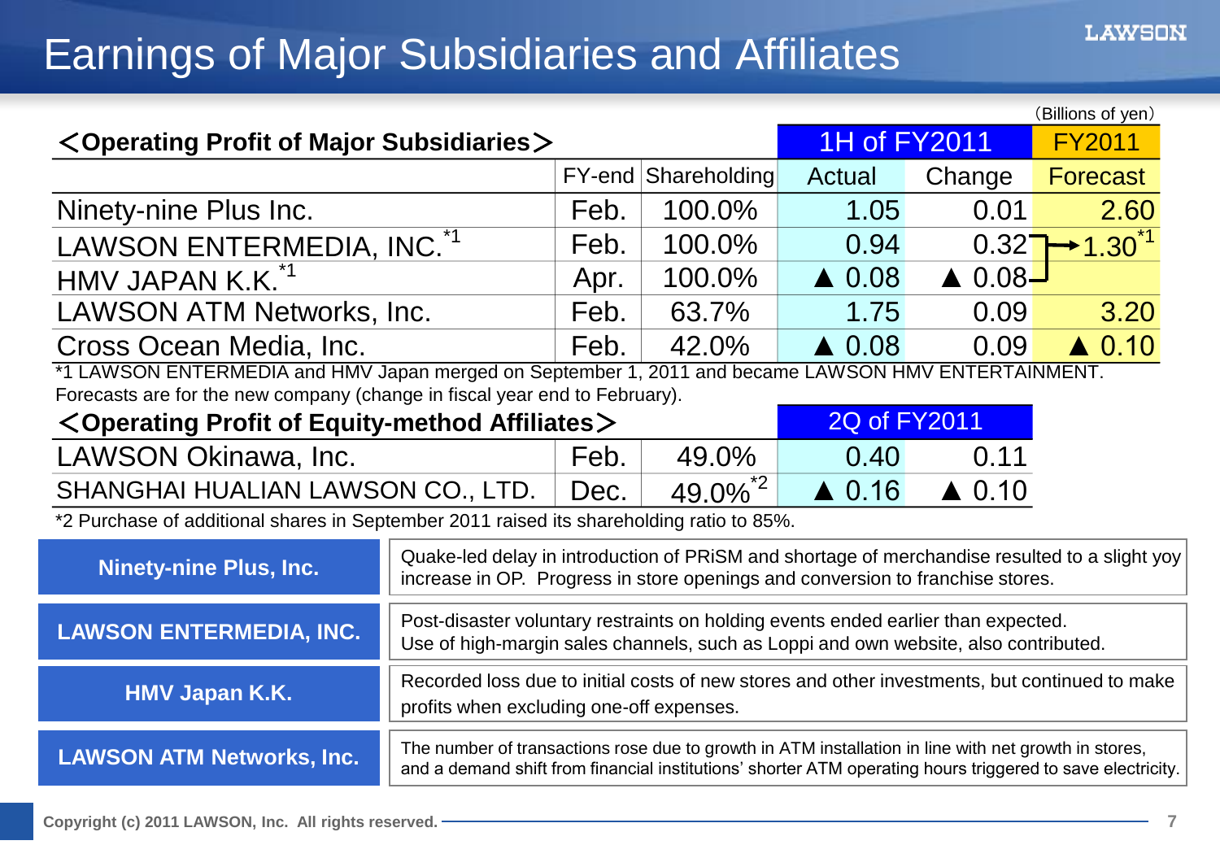# Earnings of Major Subsidiaries and Affiliates

(Billions of yen)

**<Operating Profit of Major Subsidiaries>**

| | FY-end | Shareholding | 1H of FY2011 Actual | 1H of FY2011 Change | FY2011 Forecast |
|---|---|---|---|---|---|
| Ninety-nine Plus Inc. | Feb. | 100.0% | 1.05 | 0.01 | 2.60 |
| LAWSON ENTERMEDIA, INC.[*1] | Feb. | 100.0% | 0.94 | 0.32 | 1.30[*1] (combined) |
| HMV JAPAN K.K.[*1] | Apr. | 100.0% | ▲ 0.08 | ▲ 0.08 | |
| LAWSON ATM Networks, Inc. | Feb. | 63.7% | 1.75 | 0.09 | 3.20 |
| Cross Ocean Media, Inc. | Feb. | 42.0% | ▲ 0.08 | 0.09 | ▲ 0.10 |

*1 LAWSON ENTERMEDIA and HMV Japan merged on September 1, 2011 and became LAWSON HMV ENTERTAINMENT. Forecasts are for the new company (change in fiscal year end to February).

**<Operating Profit of Equity-method Affiliates>**

| | FY-end | Shareholding | 2Q of FY2011 Actual | 2Q of FY2011 Change |
|---|---|---|---|---|
| LAWSON Okinawa, Inc. | Feb. | 49.0% | 0.40 | 0.11 |
| SHANGHAI HUALIAN LAWSON CO., LTD. | Dec. | 49.0%[*2] | ▲ 0.16 | ▲ 0.10 |

*2 Purchase of additional shares in September 2011 raised its shareholding ratio to 85%.

| Company | Comment |
|---|---|
| **Ninety-nine Plus, Inc.** | Quake-led delay in introduction of PRiSM and shortage of merchandise resulted to a slight yoy increase in OP. Progress in store openings and conversion to franchise stores. |
| **LAWSON ENTERMEDIA, INC.** | Post-disaster voluntary restraints on holding events ended earlier than expected. Use of high-margin sales channels, such as Loppi and own website, also contributed. |
| **HMV Japan K.K.** | Recorded loss due to initial costs of new stores and other investments, but continued to make profits when excluding one-off expenses. |
| **LAWSON ATM Networks, Inc.** | The number of transactions rose due to growth in ATM installation in line with net growth in stores, and a demand shift from financial institutions' shorter ATM operating hours triggered to save electricity. |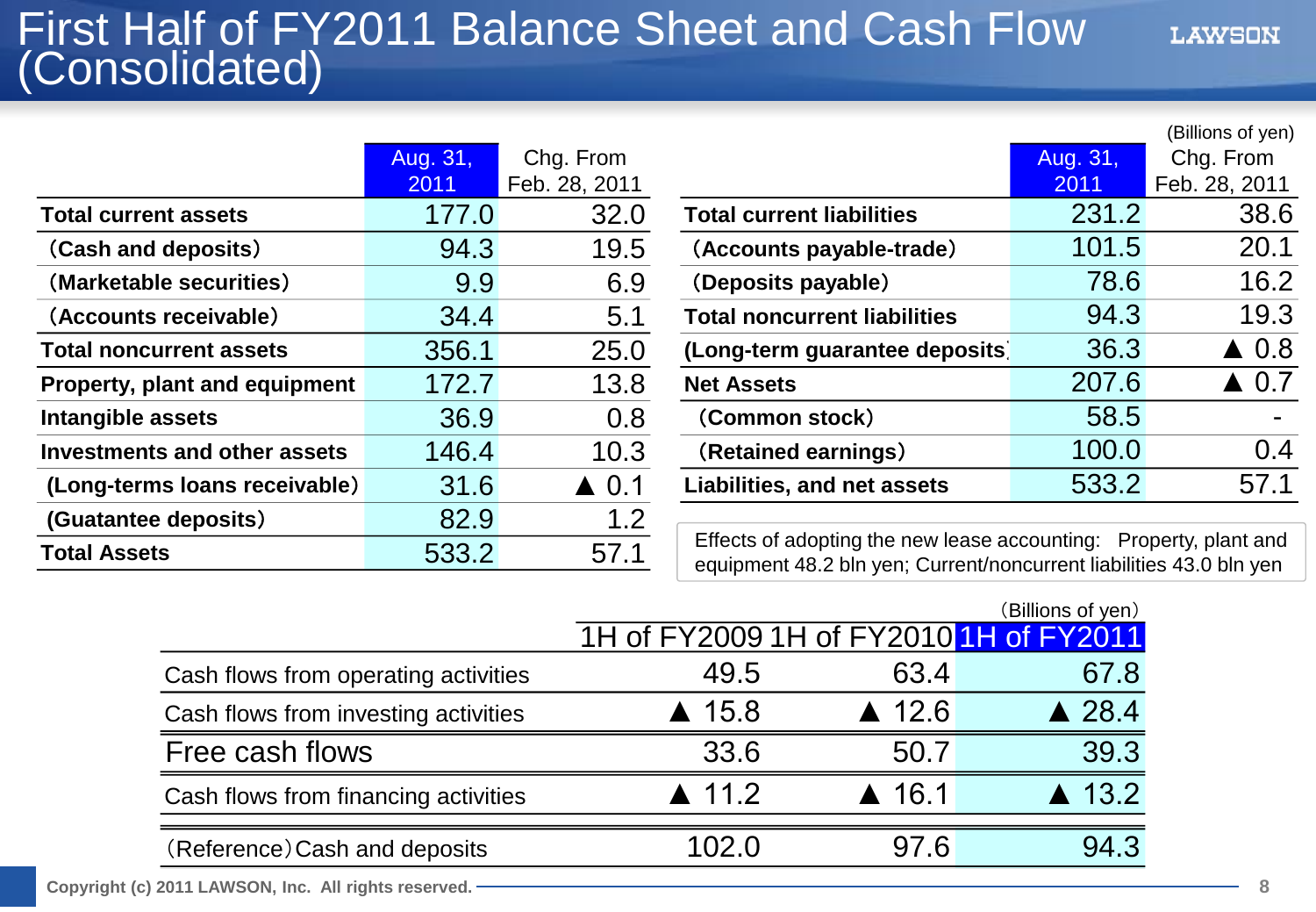# First Half of FY2011 Balance Sheet and Cash Flow (Consolidated)

(Billions of yen)

| | Aug. 31, 2011 | Chg. From Feb. 28, 2011 |
|---|---|---|
| **Total current assets** | 177.0 | 32.0 |
| **（Cash and deposits）** | 94.3 | 19.5 |
| **（Marketable securities）** | 9.9 | 6.9 |
| **（Accounts receivable）** | 34.4 | 5.1 |
| **Total noncurrent assets** | 356.1 | 25.0 |
| **Property, plant and equipment** | 172.7 | 13.8 |
| **Intangible assets** | 36.9 | 0.8 |
| **Investments and other assets** | 146.4 | 10.3 |
| **(Long-terms loans receivable)** | 31.6 | ▲ 0.1 |
| **(Guatantee deposits)** | 82.9 | 1.2 |
| **Total Assets** | 533.2 | 57.1 |

| | Aug. 31, 2011 | Chg. From Feb. 28, 2011 |
|---|---|---|
| **Total current liabilities** | 231.2 | 38.6 |
| **（Accounts payable-trade）** | 101.5 | 20.1 |
| **（Deposits payable）** | 78.6 | 16.2 |
| **Total noncurrent liabilities** | 94.3 | 19.3 |
| **(Long-term guarantee deposits)** | 36.3 | ▲ 0.8 |
| **Net Assets** | 207.6 | ▲ 0.7 |
| **（Common stock）** | 58.5 | - |
| **（Retained earnings）** | 100.0 | 0.4 |
| **Liabilities, and net assets** | 533.2 | 57.1 |

Effects of adopting the new lease accounting: Property, plant and equipment 48.2 bln yen; Current/noncurrent liabilities 43.0 bln yen

（Billions of yen）

| | 1H of FY2009 | 1H of FY2010 | 1H of FY2011 |
|---|---|---|---|
| Cash flows from operating activities | 49.5 | 63.4 | 67.8 |
| Cash flows from investing activities | ▲ 15.8 | ▲ 12.6 | ▲ 28.4 |
| Free cash flows | 33.6 | 50.7 | 39.3 |
| Cash flows from financing activities | ▲ 11.2 | ▲ 16.1 | ▲ 13.2 |
| （Reference）Cash and deposits | 102.0 | 97.6 | 94.3 |

Copyright (c) 2011 LAWSON, Inc. All rights reserved.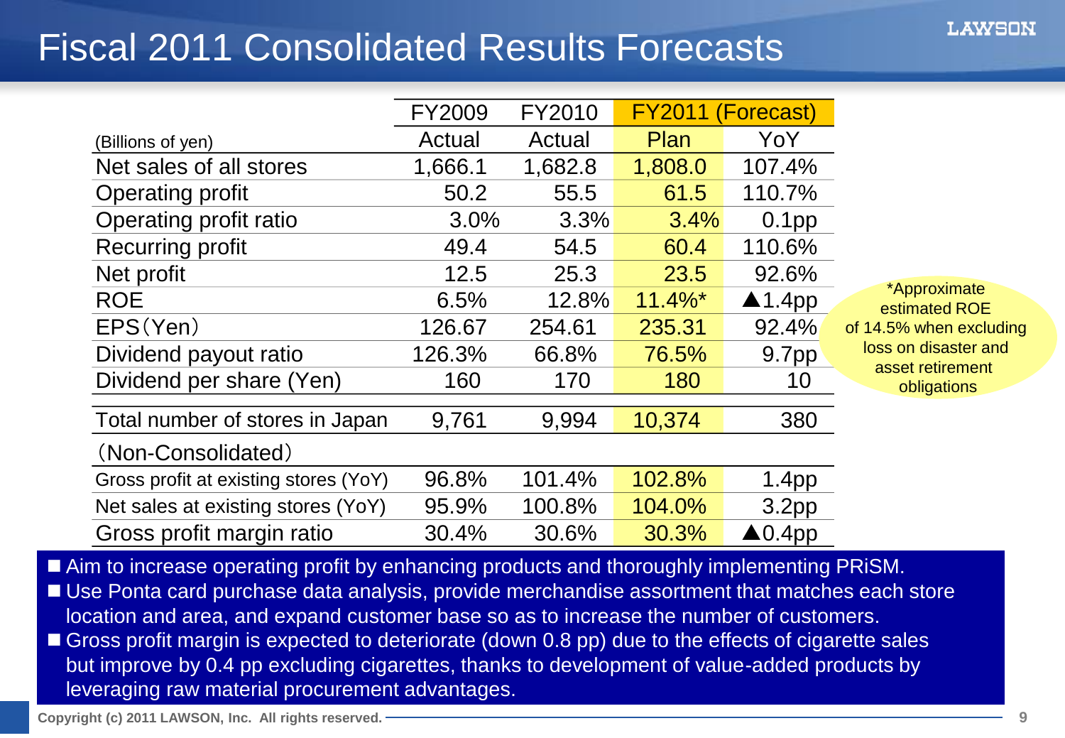# Fiscal 2011 Consolidated Results Forecasts

| (Billions of yen) | FY2009 Actual | FY2010 Actual | FY2011 (Forecast) Plan | FY2011 (Forecast) YoY |
|---|---|---|---|---|
| Net sales of all stores | 1,666.1 | 1,682.8 | 1,808.0 | 107.4% |
| Operating profit | 50.2 | 55.5 | 61.5 | 110.7% |
| Operating profit ratio | 3.0% | 3.3% | 3.4% | 0.1pp |
| Recurring profit | 49.4 | 54.5 | 60.4 | 110.6% |
| Net profit | 12.5 | 25.3 | 23.5 | 92.6% |
| ROE | 6.5% | 12.8% | 11.4%* | ▲1.4pp |
| EPS（Yen） | 126.67 | 254.61 | 235.31 | 92.4% |
| Dividend payout ratio | 126.3% | 66.8% | 76.5% | 9.7pp |
| Dividend per share (Yen) | 160 | 170 | 180 | 10 |
| Total number of stores in Japan | 9,761 | 9,994 | 10,374 | 380 |
| （Non-Consolidated） | | | | |
| Gross profit at existing stores (YoY) | 96.8% | 101.4% | 102.8% | 1.4pp |
| Net sales at existing stores (YoY) | 95.9% | 100.8% | 104.0% | 3.2pp |
| Gross profit margin ratio | 30.4% | 30.6% | 30.3% | ▲0.4pp |

*Approximate estimated ROE of 14.5% when excluding loss on disaster and asset retirement obligations

- Aim to increase operating profit by enhancing products and thoroughly implementing PRiSM.
- Use Ponta card purchase data analysis, provide merchandise assortment that matches each store location and area, and expand customer base so as to increase the number of customers.
- Gross profit margin is expected to deteriorate (down 0.8 pp) due to the effects of cigarette sales but improve by 0.4 pp excluding cigarettes, thanks to development of value-added products by leveraging raw material procurement advantages.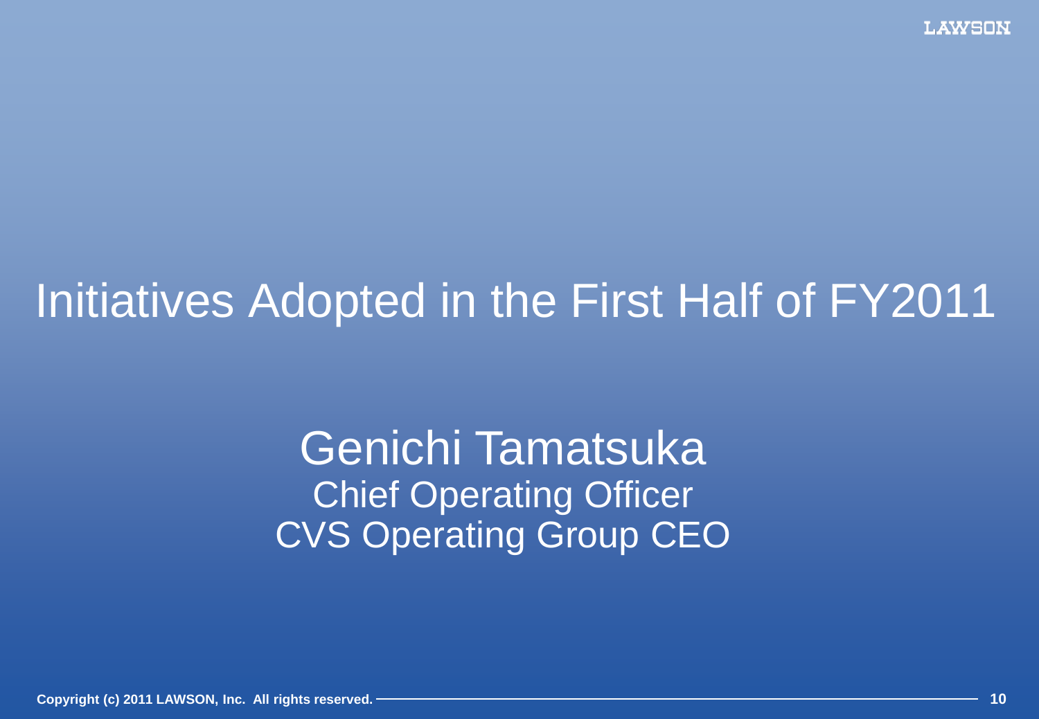# Initiatives Adopted in the First Half of FY2011

Genichi Tamatsuka
Chief Operating Officer
CVS Operating Group CEO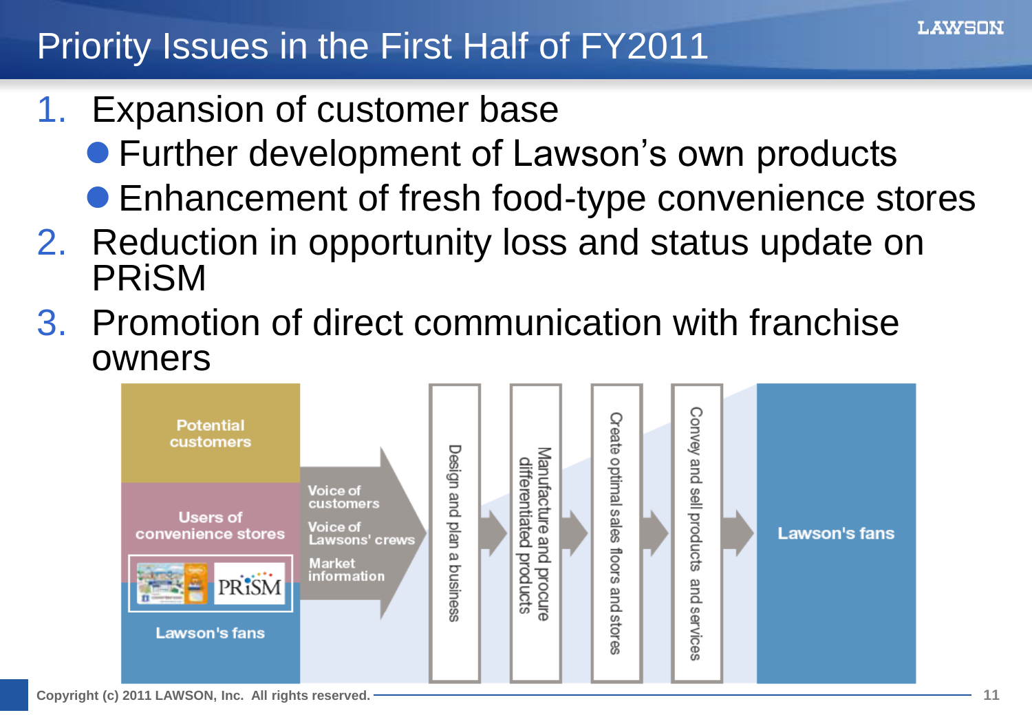# Priority Issues in the First Half of FY2011

1. Expansion of customer base
   - Further development of Lawson's own products
   - Enhancement of fresh food-type convenience stores
2. Reduction in opportunity loss and status update on PRiSM
3. Promotion of direct communication with franchise owners

Potential customers

Users of convenience stores

PRiSM

Lawson's fans

Voice of customers

Voice of Lawsons' crews

Market information

Design and plan a business

Manufacture and procure differentiated products

Create optimal sales floors and stores

Convey and sell products and services

Lawson's fans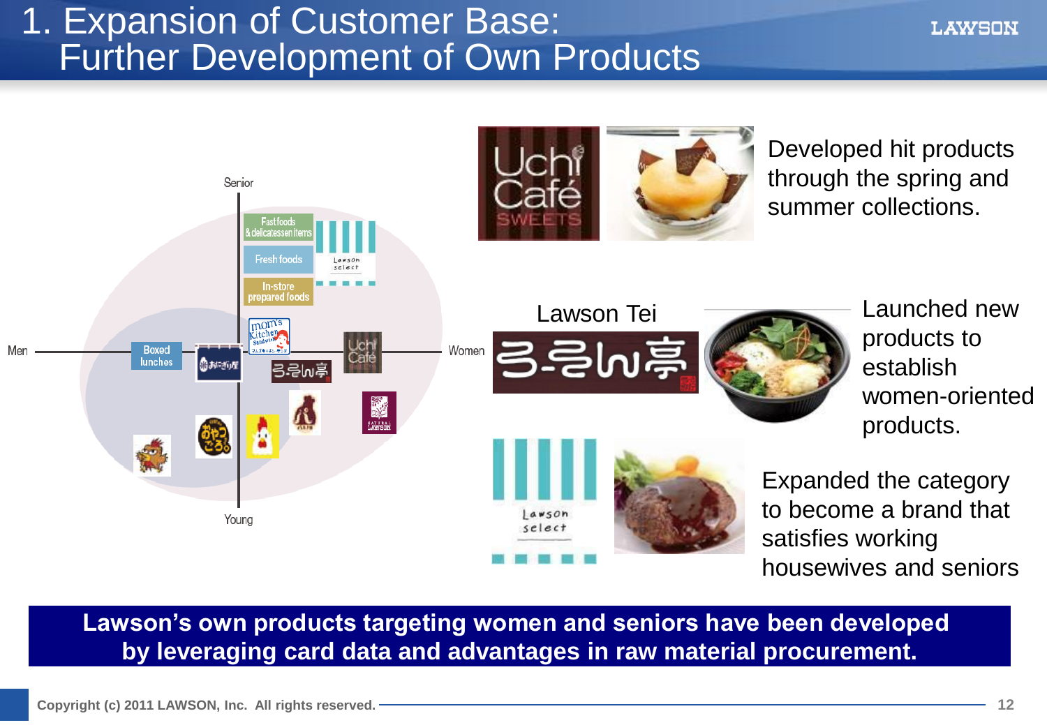# 1. Expansion of Customer Base: Further Development of Own Products

Senior

Fastfoods & delicatessen items

Fresh foods

In-store prepared foods

Men — Boxed lunches — Women

Young

Developed hit products through the spring and summer collections.

Lawson Tei

Launched new products to establish women-oriented products.

Expanded the category to become a brand that satisfies working housewives and seniors

**Lawson's own products targeting women and seniors have been developed by leveraging card data and advantages in raw material procurement.**

Copyright (c) 2011 LAWSON, Inc. All rights reserved.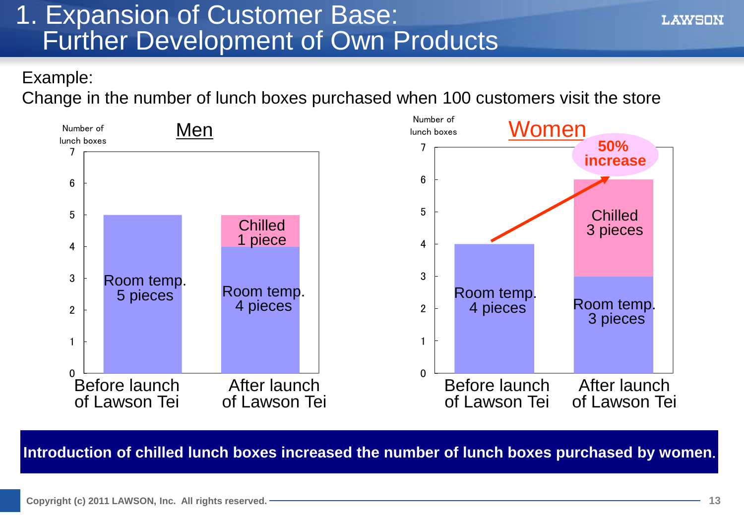# 1. Expansion of Customer Base: Further Development of Own Products

Example:
Change in the number of lunch boxes purchased when 100 customers visit the store

**Men** (Number of lunch boxes)

| | Room temp. | Chilled | Total |
|---|---|---|---|
| Before launch of Lawson Tei | 5 pieces | – | 5 |
| After launch of Lawson Tei | 4 pieces | 1 piece | 5 |

**Women** (Number of lunch boxes)

| | Room temp. | Chilled | Total |
|---|---|---|---|
| Before launch of Lawson Tei | 4 pieces | – | 4 |
| After launch of Lawson Tei | 3 pieces | 3 pieces | 6 |

50% increase

**Introduction of chilled lunch boxes increased the number of lunch boxes purchased by women.**

Copyright (c) 2011 LAWSON, Inc. All rights reserved.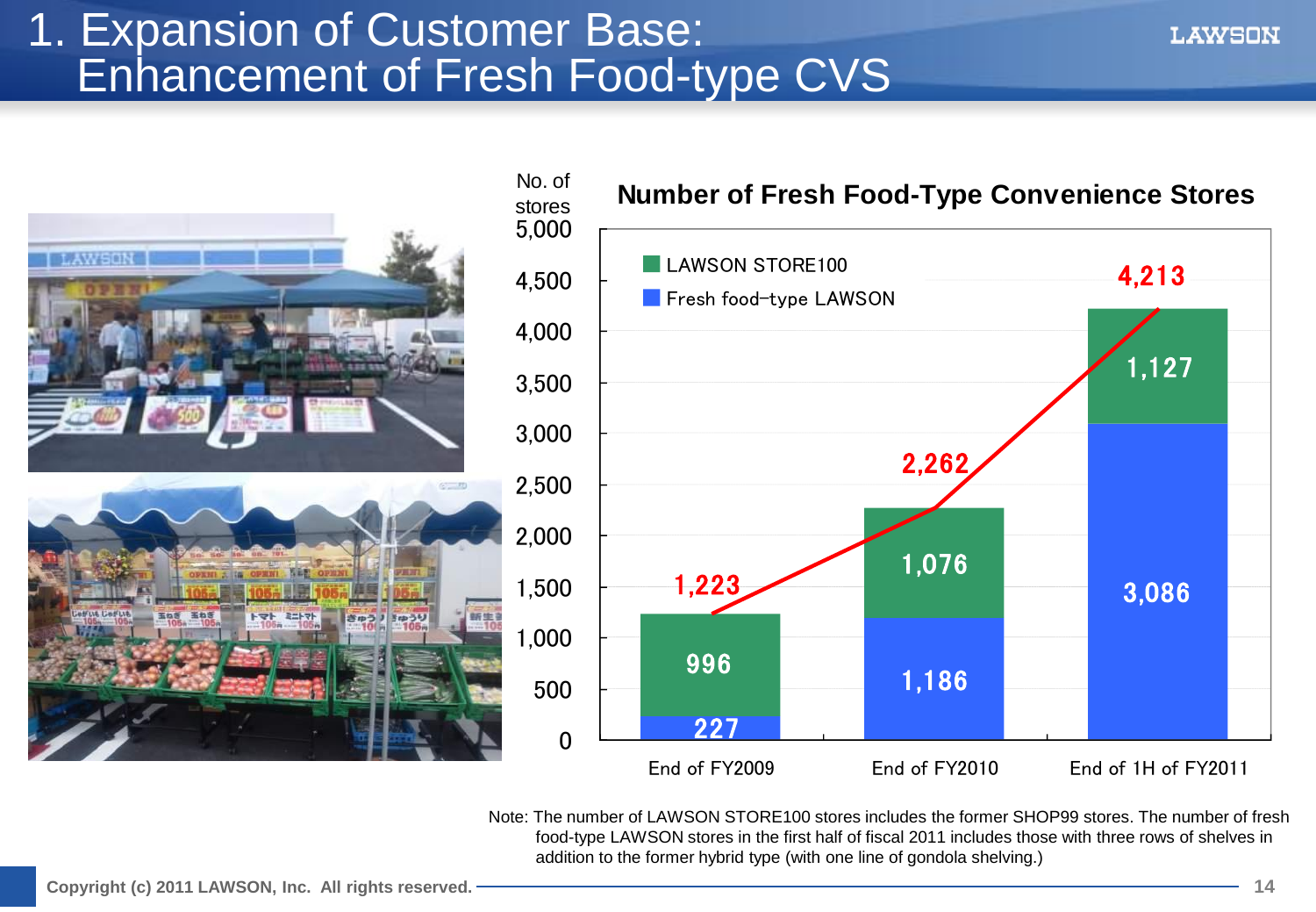# 1. Expansion of Customer Base: Enhancement of Fresh Food-type CVS

**Number of Fresh Food-Type Convenience Stores**

| No. of stores | End of FY2009 | End of FY2010 | End of 1H of FY2011 |
|---|---|---|---|
| LAWSON STORE100 | 996 | 1,076 | 1,127 |
| Fresh food-type LAWSON | 227 | 1,186 | 3,086 |
| Total | 1,223 | 2,262 | 4,213 |

Note: The number of LAWSON STORE100 stores includes the former SHOP99 stores. The number of fresh food-type LAWSON stores in the first half of fiscal 2011 includes those with three rows of shelves in addition to the former hybrid type (with one line of gondola shelving.)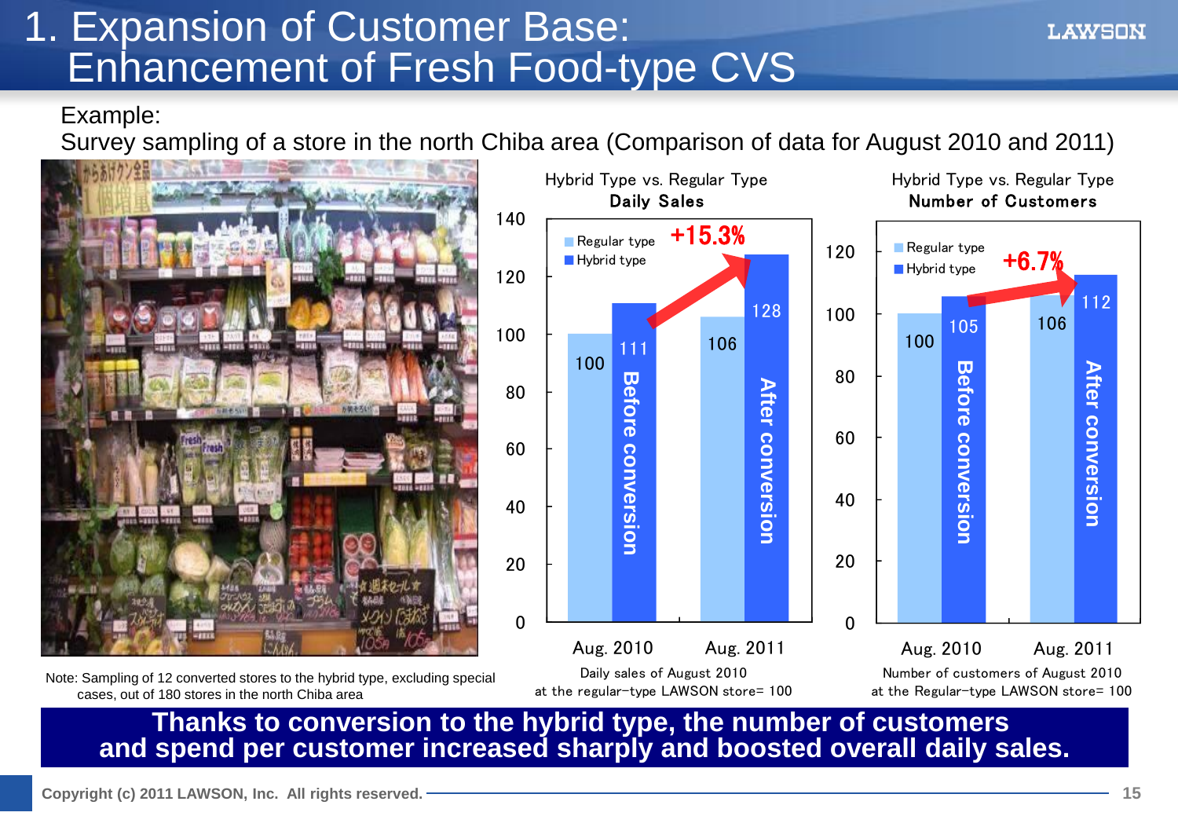# 1. Expansion of Customer Base: Enhancement of Fresh Food-type CVS

Example:
Survey sampling of a store in the north Chiba area (Comparison of data for August 2010 and 2011)

Note: Sampling of 12 converted stores to the hybrid type, excluding special cases, out of 180 stores in the north Chiba area

**Hybrid Type vs. Regular Type Daily Sales**

| | Regular type | Hybrid type |
|---|---|---|
| Aug. 2010 | 100 | 111 (Before conversion) |
| Aug. 2011 | 106 | 128 (After conversion) |

+15.3%

Daily sales of August 2010 at the regular-type LAWSON store= 100

**Hybrid Type vs. Regular Type Number of Customers**

| | Regular type | Hybrid type |
|---|---|---|
| Aug. 2010 | 100 | 105 (Before conversion) |
| Aug. 2011 | 106 | 112 (After conversion) |

+6.7%

Number of customers of August 2010 at the Regular-type LAWSON store= 100

**Thanks to conversion to the hybrid type, the number of customers and spend per customer increased sharply and boosted overall daily sales.**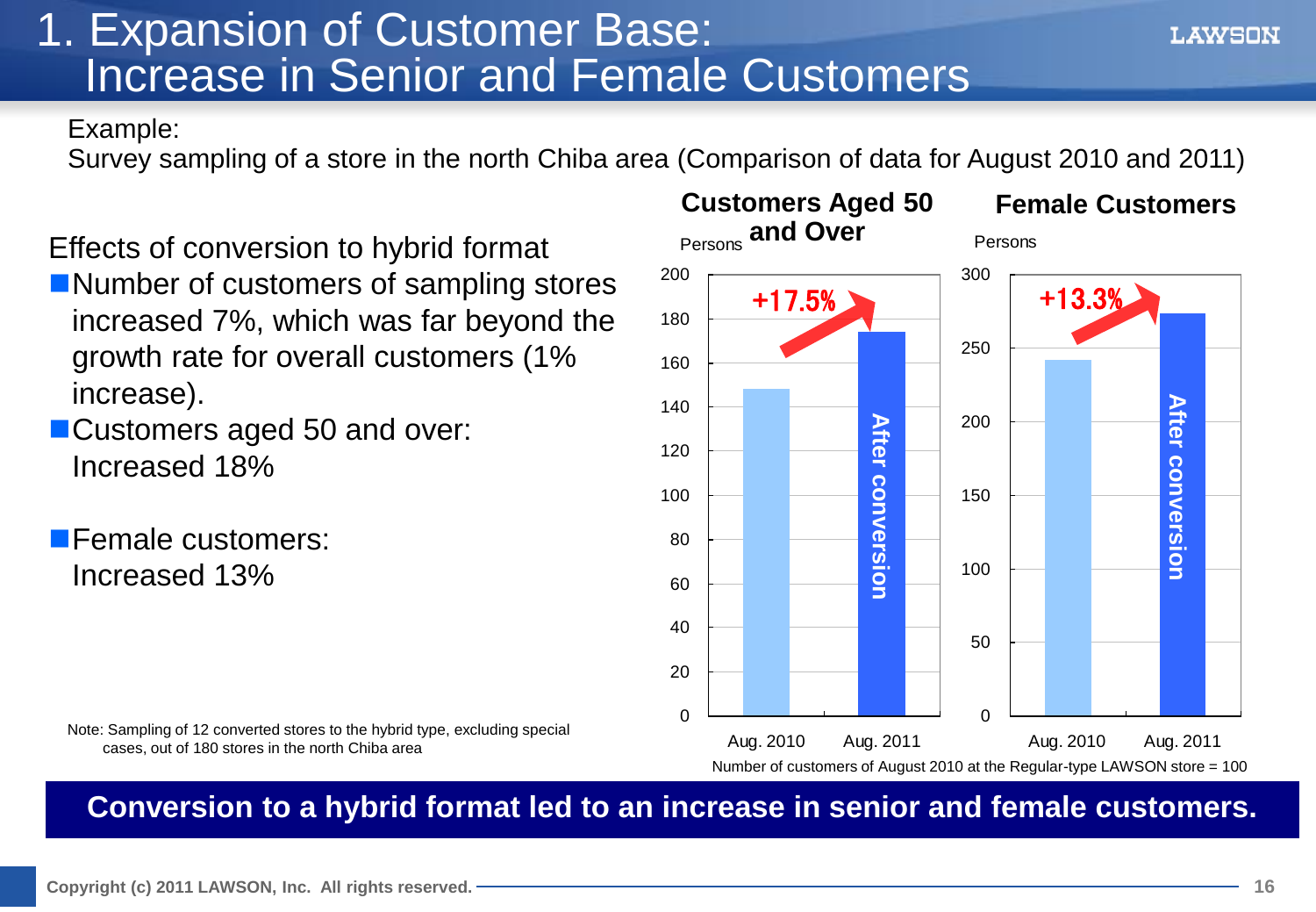# 1. Expansion of Customer Base: Increase in Senior and Female Customers

Example:
Survey sampling of a store in the north Chiba area (Comparison of data for August 2010 and 2011)

Effects of conversion to hybrid format

- Number of customers of sampling stores increased 7%, which was far beyond the growth rate for overall customers (1% increase).
- Customers aged 50 and over: Increased 18%
- Female customers: Increased 13%

**Customers Aged 50 and Over**

Persons

| | Aug. 2010 | Aug. 2011 (After conversion) |
|---|---|---|
| Customers Aged 50 and Over | ~148 | ~174 (+17.5%) |

**Female Customers**

Persons

| | Aug. 2010 | Aug. 2011 (After conversion) |
|---|---|---|
| Female Customers | ~241 | ~273 (+13.3%) |

Number of customers of August 2010 at the Regular-type LAWSON store = 100

Note: Sampling of 12 converted stores to the hybrid type, excluding special cases, out of 180 stores in the north Chiba area

**Conversion to a hybrid format led to an increase in senior and female customers.**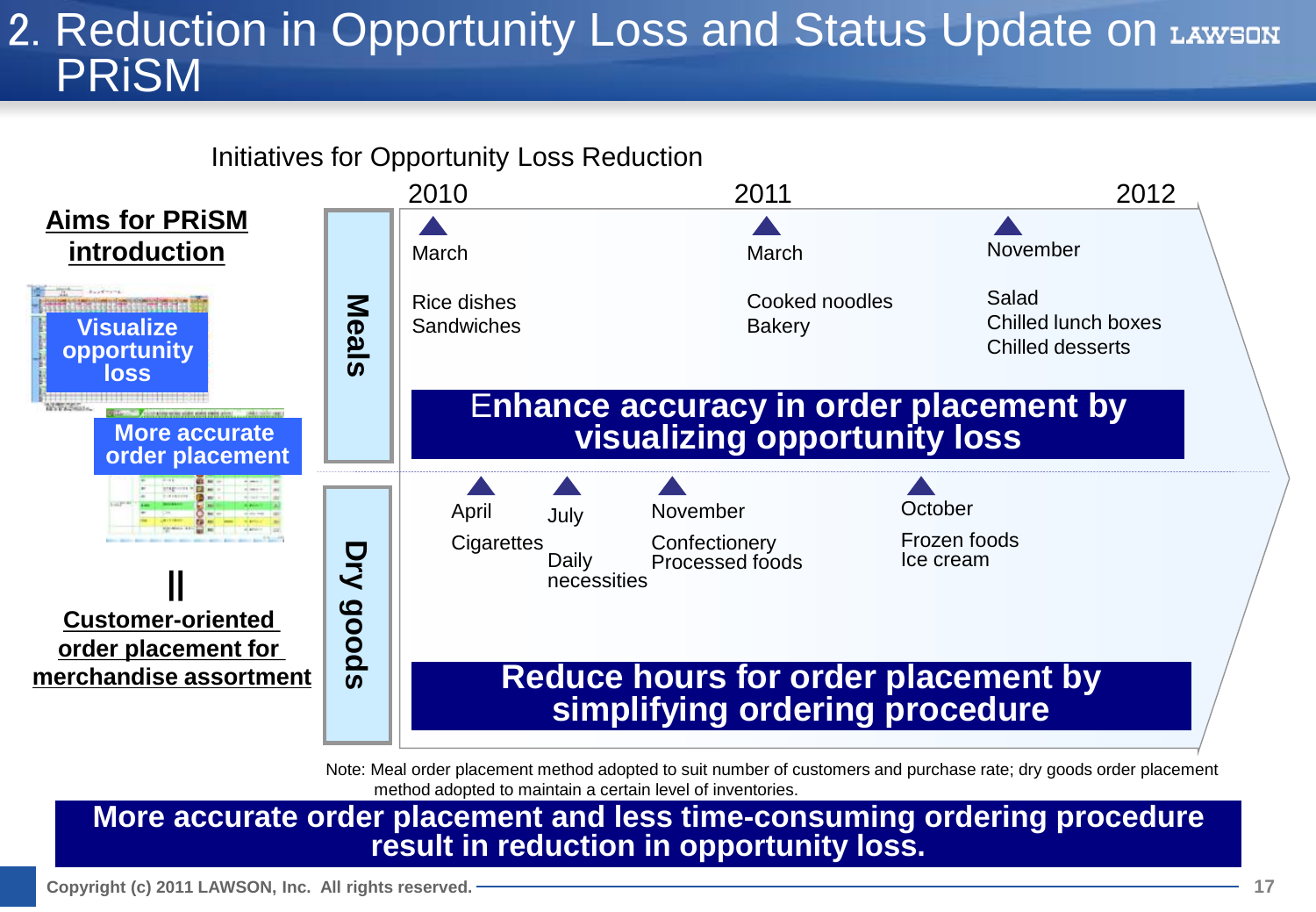# 2. Reduction in Opportunity Loss and Status Update on PRiSM

## Initiatives for Opportunity Loss Reduction

**Aims for PRiSM introduction**

- Visualize opportunity loss
- More accurate order placement

||

**Customer-oriented order placement for merchandise assortment**

| | 2010 | | | 2011 | 2012 |
|---|---|---|---|---|---|
| **Meals** | March: Rice dishes, Sandwiches | | | March: Cooked noodles, Bakery | November: Salad, Chilled lunch boxes, Chilled desserts |
| **Dry goods** | April: Cigarettes | July: Daily necessities | November: Confectionery, Processed foods | October: Frozen foods, Ice cream | |

**Meals:** Enhance accuracy in order placement by visualizing opportunity loss

**Dry goods:** Reduce hours for order placement by simplifying ordering procedure

Note: Meal order placement method adopted to suit number of customers and purchase rate; dry goods order placement method adopted to maintain a certain level of inventories.

**More accurate order placement and less time-consuming ordering procedure result in reduction in opportunity loss.**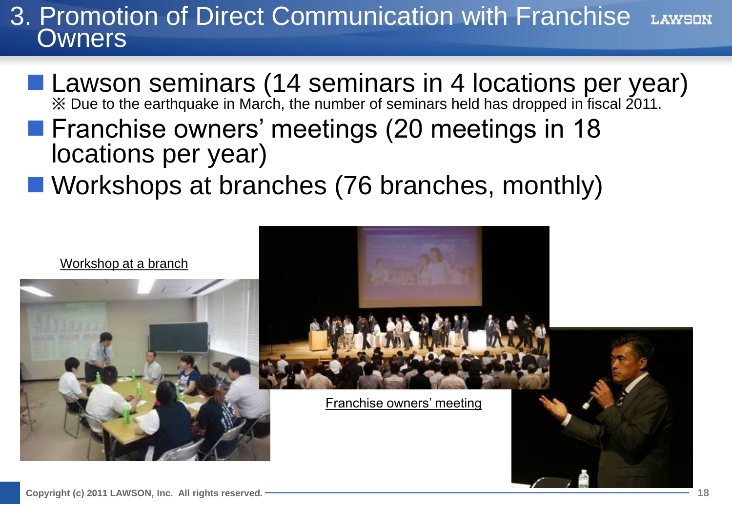# 3. Promotion of Direct Communication with Franchise Owners

- Lawson seminars (14 seminars in 4 locations per year)
  ※ Due to the earthquake in March, the number of seminars held has dropped in fiscal 2011.
- Franchise owners' meetings (20 meetings in 18 locations per year)
- Workshops at branches (76 branches, monthly)

Workshop at a branch

Franchise owners' meeting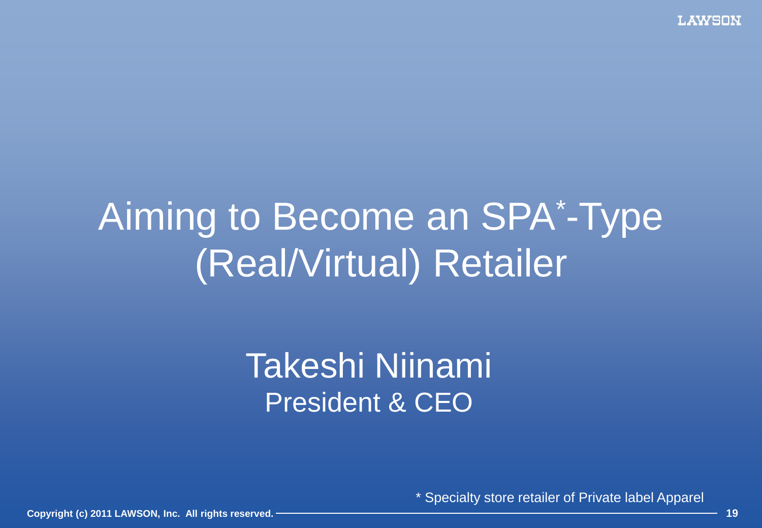# Aiming to Become an SPA*-Type (Real/Virtual) Retailer

## Takeshi Niinami

President & CEO

* Specialty store retailer of Private label Apparel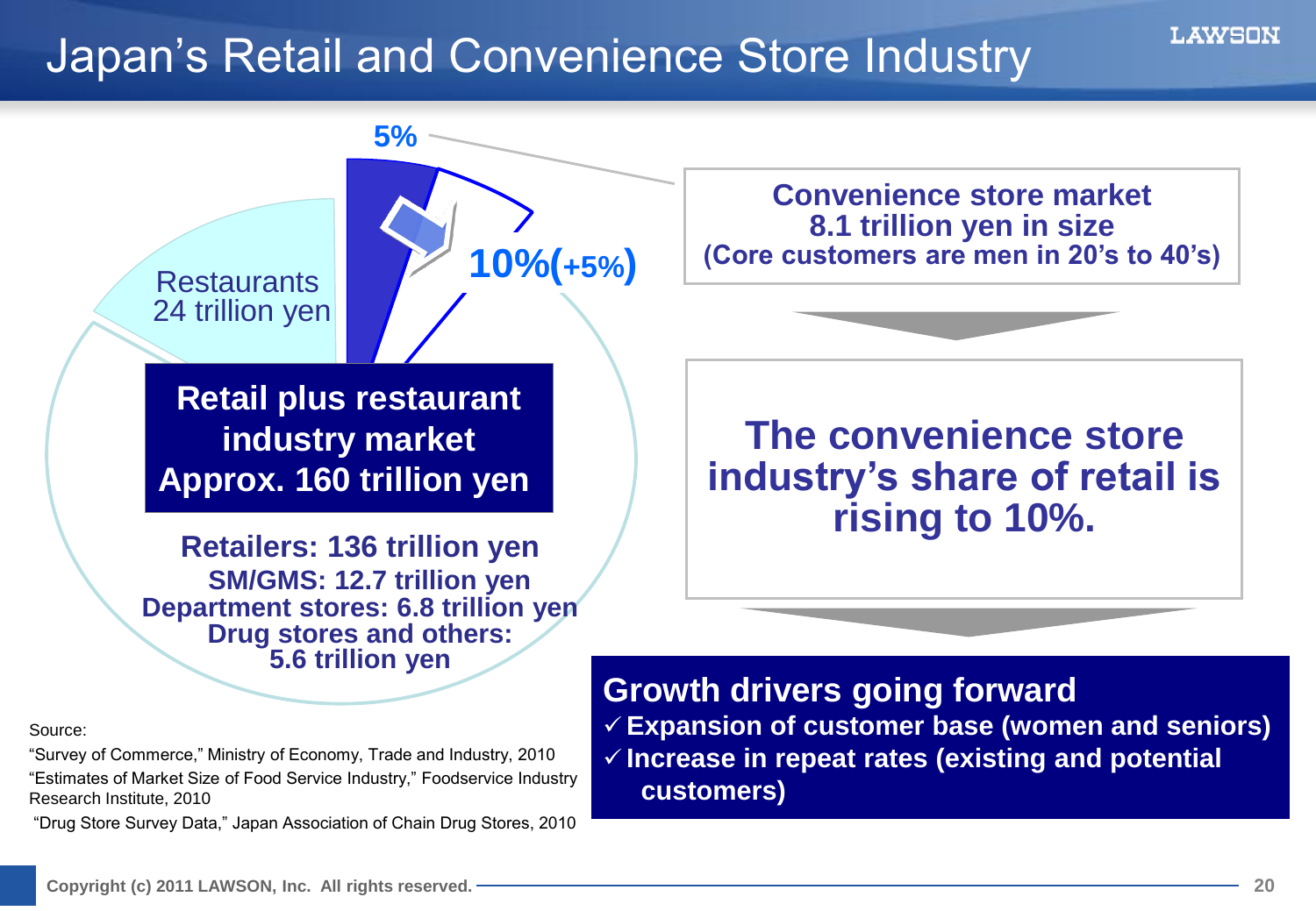# Japan's Retail and Convenience Store Industry

5%

10%(+5%)

Restaurants
24 trillion yen

**Retail plus restaurant industry market**
**Approx. 160 trillion yen**

**Retailers: 136 trillion yen**
**SM/GMS: 12.7 trillion yen**
**Department stores: 6.8 trillion yen**
**Drug stores and others: 5.6 trillion yen**

**Convenience store market**
**8.1 trillion yen in size**
**(Core customers are men in 20's to 40's)**

**The convenience store industry's share of retail is rising to 10%.**

**Growth drivers going forward**

- ✓ **Expansion of customer base (women and seniors)**
- ✓ **Increase in repeat rates (existing and potential customers)**

Source:
"Survey of Commerce," Ministry of Economy, Trade and Industry, 2010
"Estimates of Market Size of Food Service Industry," Foodservice Industry Research Institute, 2010
"Drug Store Survey Data," Japan Association of Chain Drug Stores, 2010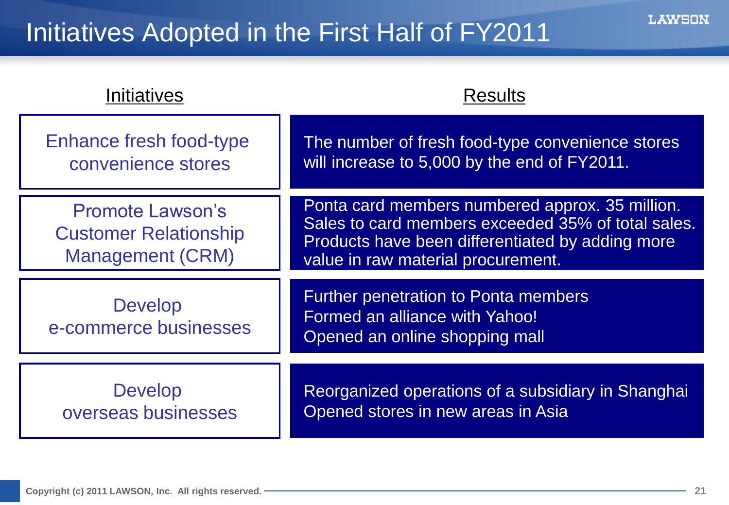# Initiatives Adopted in the First Half of FY2011

| Initiatives | Results |
| --- | --- |
| Enhance fresh food-type convenience stores | The number of fresh food-type convenience stores will increase to 5,000 by the end of FY2011. |
| Promote Lawson's Customer Relationship Management (CRM) | Ponta card members numbered approx. 35 million. Sales to card members exceeded 35% of total sales. Products have been differentiated by adding more value in raw material procurement. |
| Develop e-commerce businesses | Further penetration to Ponta members<br>Formed an alliance with Yahoo!<br>Opened an online shopping mall |
| Develop overseas businesses | Reorganized operations of a subsidiary in Shanghai<br>Opened stores in new areas in Asia |

Copyright (c) 2011 LAWSON, Inc. All rights reserved.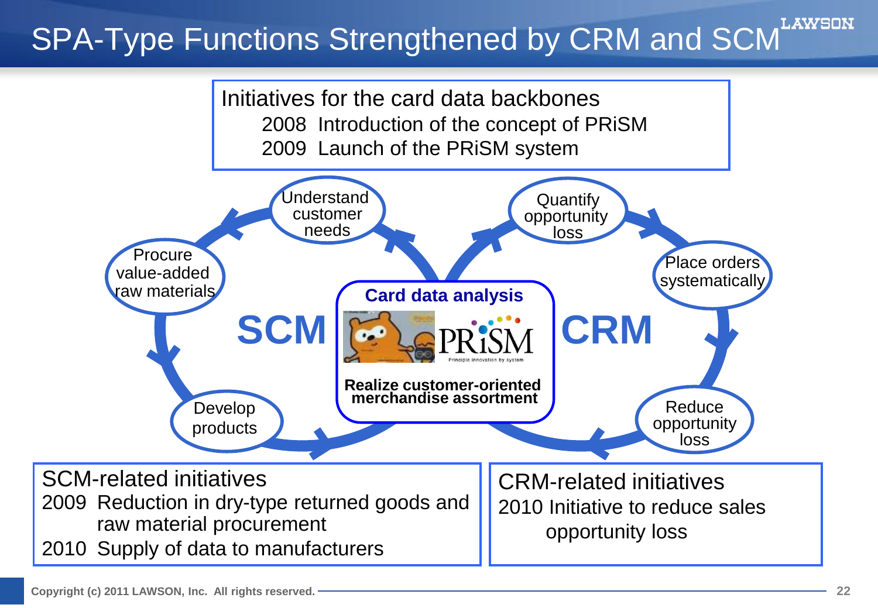# SPA-Type Functions Strengthened by CRM and SCM

**Initiatives for the card data backbones**

- 2008 Introduction of the concept of PRiSM
- 2009 Launch of the PRiSM system

**SCM**

- Understand customer needs
- Procure value-added raw materials
- Develop products

**Card data analysis**

PRiSM — Principle innovation by system

Realize customer-oriented merchandise assortment

**CRM**

- Quantify opportunity loss
- Place orders systematically
- Reduce opportunity loss

**SCM-related initiatives**

- 2009 Reduction in dry-type returned goods and raw material procurement
- 2010 Supply of data to manufacturers

**CRM-related initiatives**

- 2010 Initiative to reduce sales opportunity loss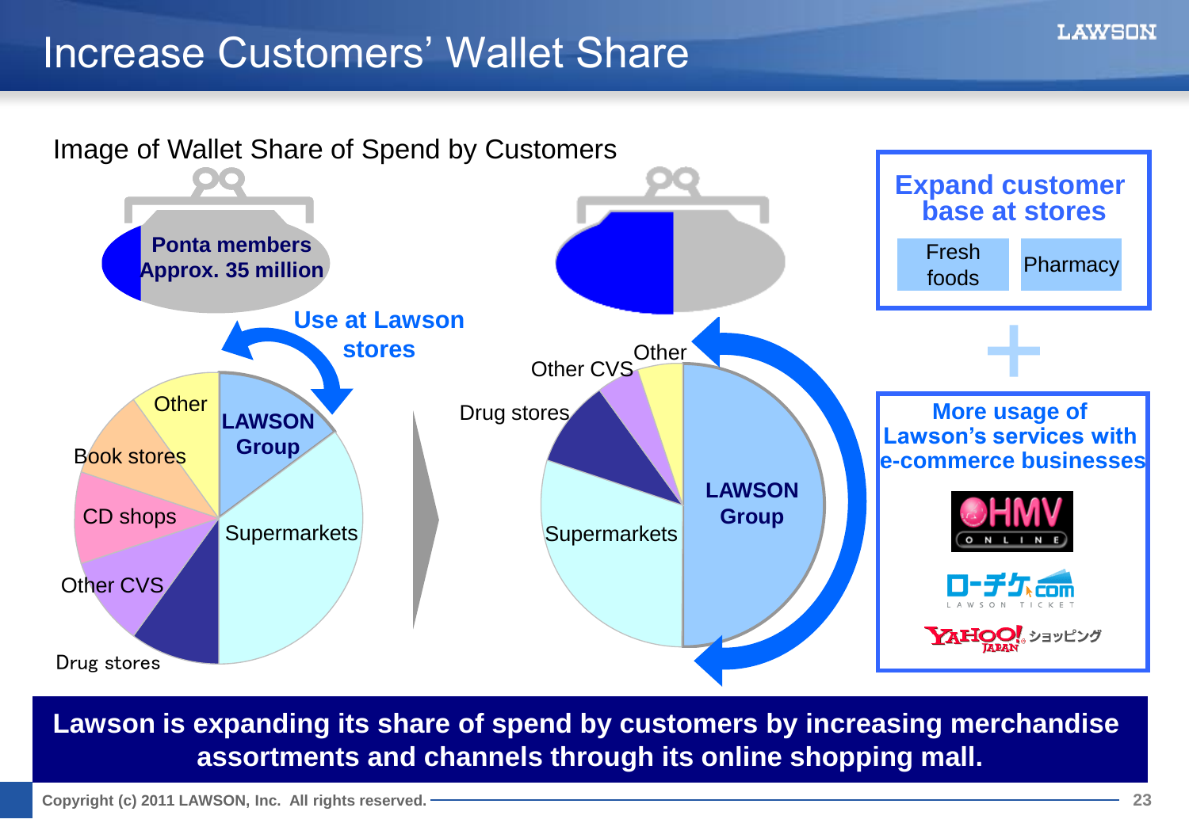# Increase Customers' Wallet Share

Image of Wallet Share of Spend by Customers

**Ponta members Approx. 35 million**

**Use at Lawson stores**

Other

LAWSON Group

Book stores

CD shops

Supermarkets

Other CVS

Drug stores

Other CVS

Other

Drug stores

LAWSON Group

Supermarkets

**Expand customer base at stores**

Fresh foods | Pharmacy

\+

**More usage of Lawson's services with e-commerce businesses**

HMV ONLINE

ローチケ.com LAWSON TICKET

YAHOO! JAPAN ショッピング

**Lawson is expanding its share of spend by customers by increasing merchandise assortments and channels through its online shopping mall.**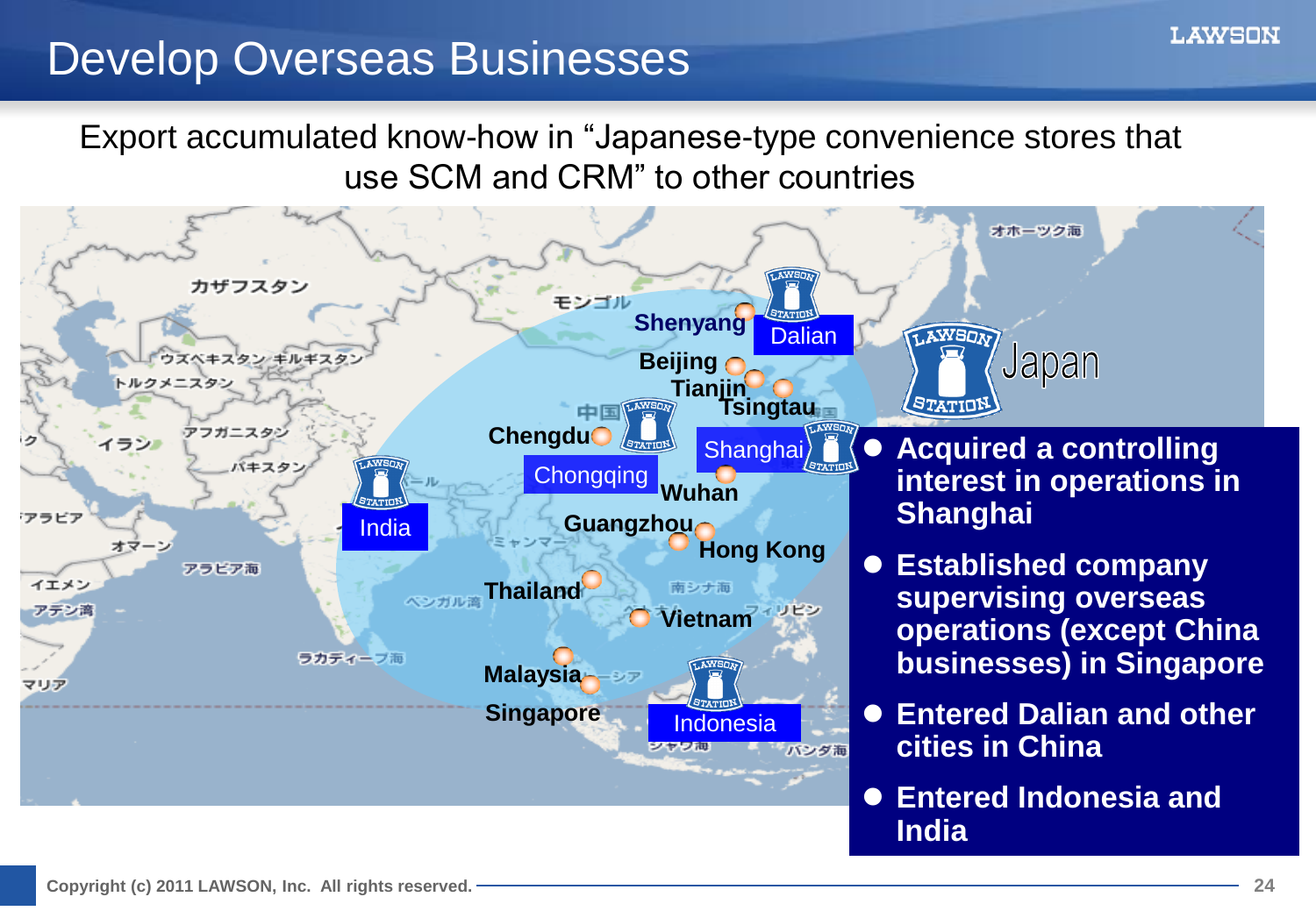# Develop Overseas Businesses

Export accumulated know-how in "Japanese-type convenience stores that use SCM and CRM" to other countries

Shenyang, Dalian, Beijing, Tianjin, Tsingtau, Chengdu, Chongqing, Shanghai, Wuhan, Guangzhou, Hong Kong, India, Thailand, Vietnam, Malaysia, Singapore, Indonesia, Japan

- **Acquired a controlling interest in operations in Shanghai**
- **Established company supervising overseas operations (except China businesses) in Singapore**
- **Entered Dalian and other cities in China**
- **Entered Indonesia and India**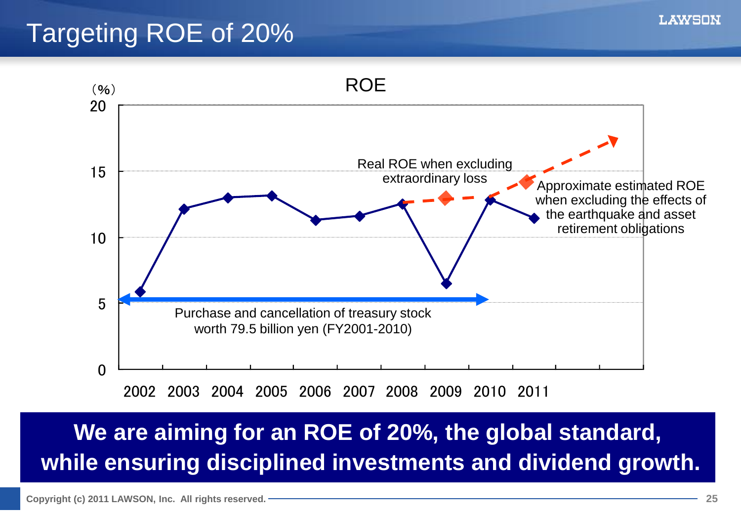# Targeting ROE of 20%

ROE

(%)

20

15

10

5

0

2002 2003 2004 2005 2006 2007 2008 2009 2010 2011

Real ROE when excluding extraordinary loss

Approximate estimated ROE when excluding the effects of the earthquake and asset retirement obligations

Purchase and cancellation of treasury stock worth 79.5 billion yen (FY2001-2010)

**We are aiming for an ROE of 20%, the global standard, while ensuring disciplined investments and dividend growth.**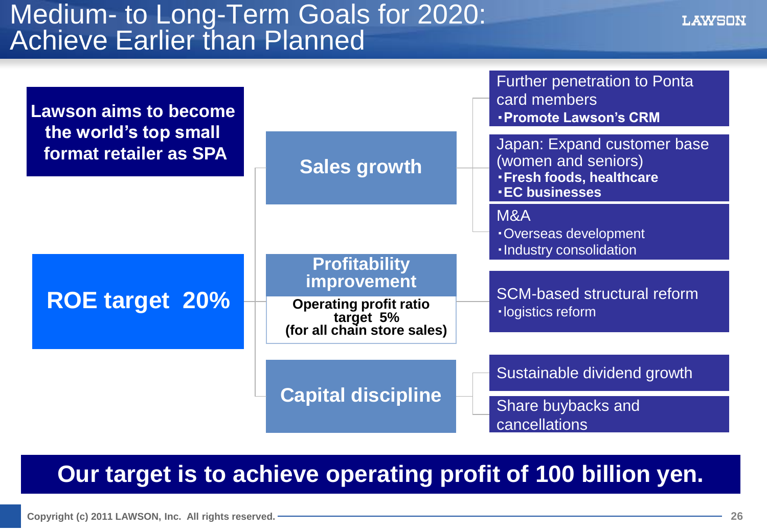# Medium- to Long-Term Goals for 2020: Achieve Earlier than Planned

**Lawson aims to become the world's top small format retailer as SPA**

**ROE target 20%**

- **Sales growth**
  - Further penetration to Ponta card members
    - **Promote Lawson's CRM**
  - Japan: Expand customer base (women and seniors)
    - **Fresh foods, healthcare**
    - **EC businesses**
  - M&A
    - Overseas development
    - Industry consolidation
- **Profitability improvement**
  - **Operating profit ratio target 5% (for all chain store sales)**
  - SCM-based structural reform
    - logistics reform
- **Capital discipline**
  - Sustainable dividend growth
  - Share buybacks and cancellations

**Our target is to achieve operating profit of 100 billion yen.**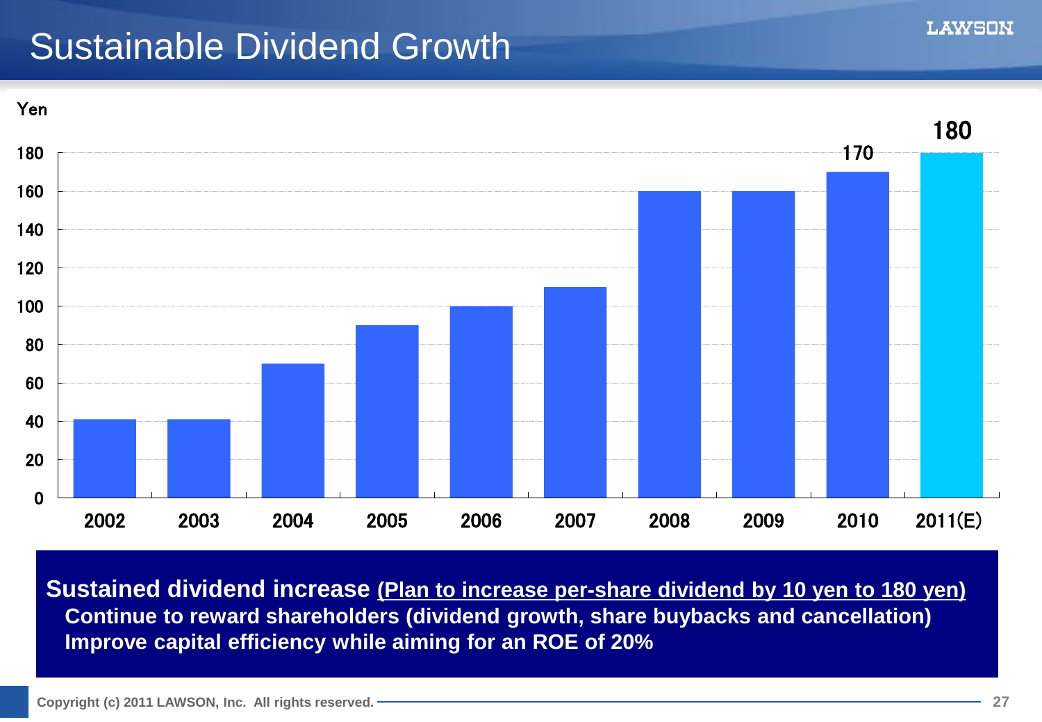# Sustainable Dividend Growth

Yen

| Year | Dividend (Yen) |
| --- | --- |
| 2002 | |
| 2003 | |
| 2004 | |
| 2005 | |
| 2006 | |
| 2007 | |
| 2008 | |
| 2009 | |
| 2010 | 170 |
| 2011(E) | 180 |

**Sustained dividend increase** <u>**(Plan to increase per-share dividend by 10 yen to 180 yen)**</u>

**Continue to reward shareholders (dividend growth, share buybacks and cancellation)**

**Improve capital efficiency while aiming for an ROE of 20%**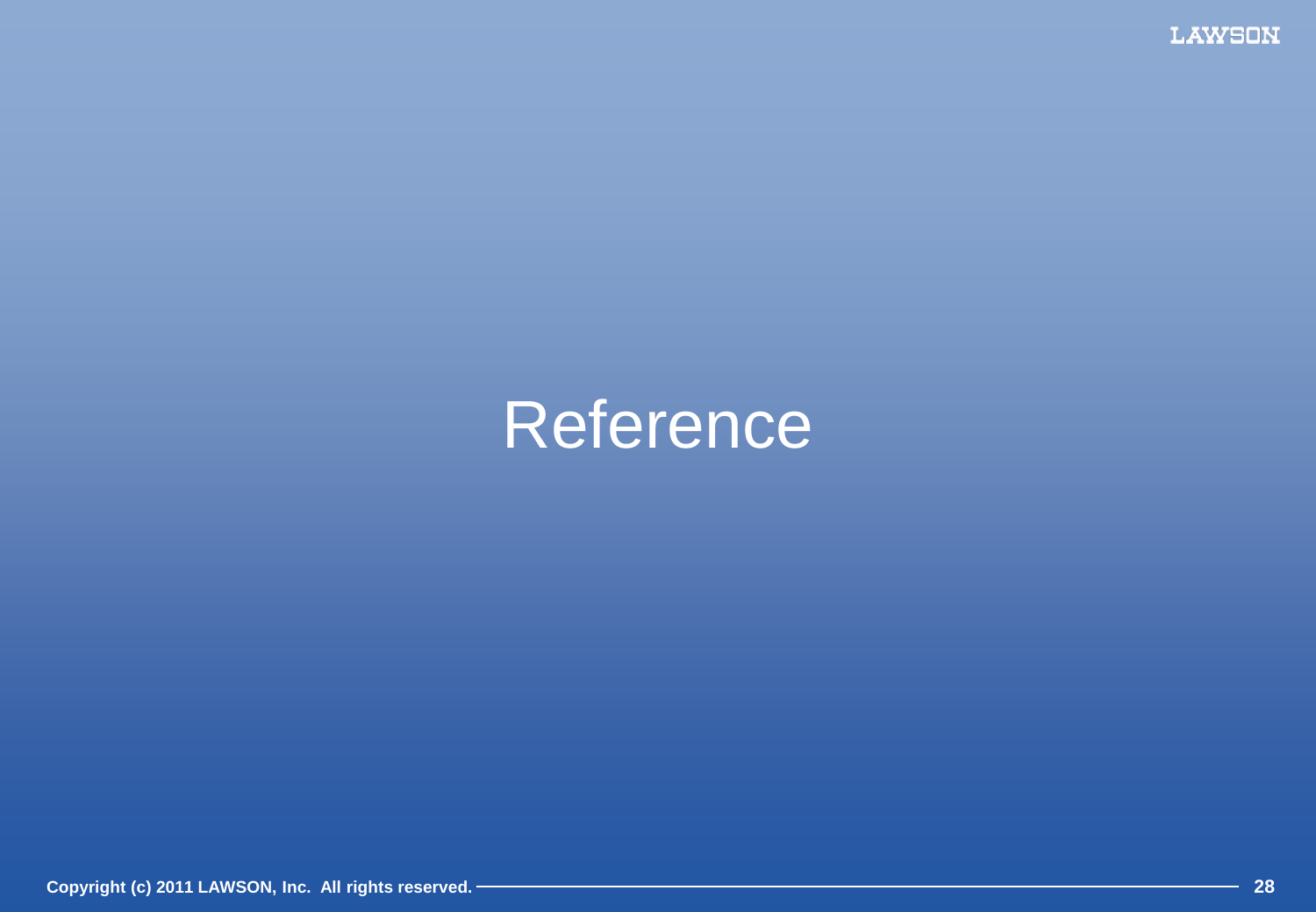# Reference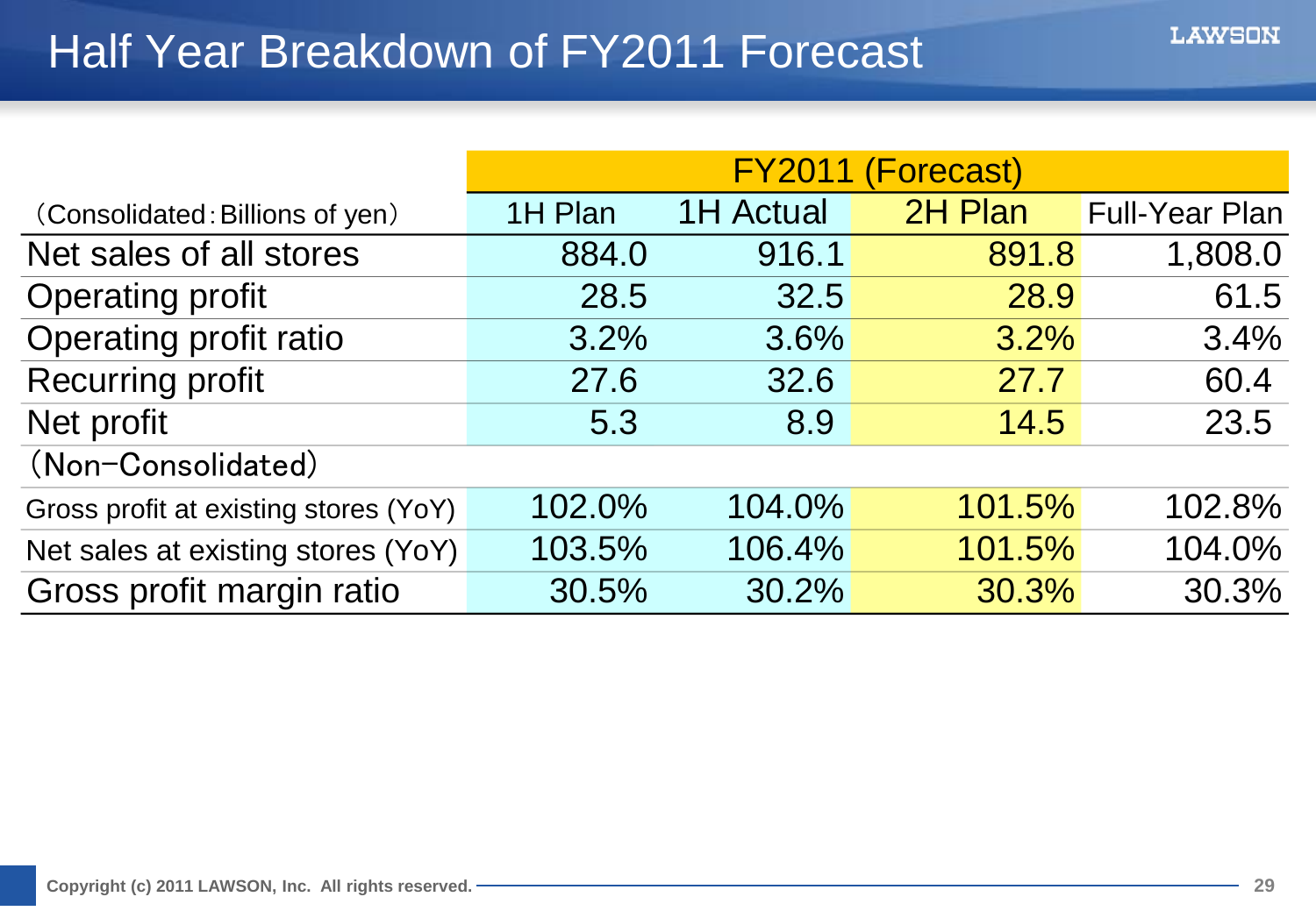# Half Year Breakdown of FY2011 Forecast

| （Consolidated：Billions of yen） | FY2011 (Forecast) | | | |
|---|---|---|---|---|
| | 1H Plan | 1H Actual | 2H Plan | Full-Year Plan |
| Net sales of all stores | 884.0 | 916.1 | 891.8 | 1,808.0 |
| Operating profit | 28.5 | 32.5 | 28.9 | 61.5 |
| Operating profit ratio | 3.2% | 3.6% | 3.2% | 3.4% |
| Recurring profit | 27.6 | 32.6 | 27.7 | 60.4 |
| Net profit | 5.3 | 8.9 | 14.5 | 23.5 |
| （Non-Consolidated） | | | | |
| Gross profit at existing stores (YoY) | 102.0% | 104.0% | 101.5% | 102.8% |
| Net sales at existing stores (YoY) | 103.5% | 106.4% | 101.5% | 104.0% |
| Gross profit margin ratio | 30.5% | 30.2% | 30.3% | 30.3% |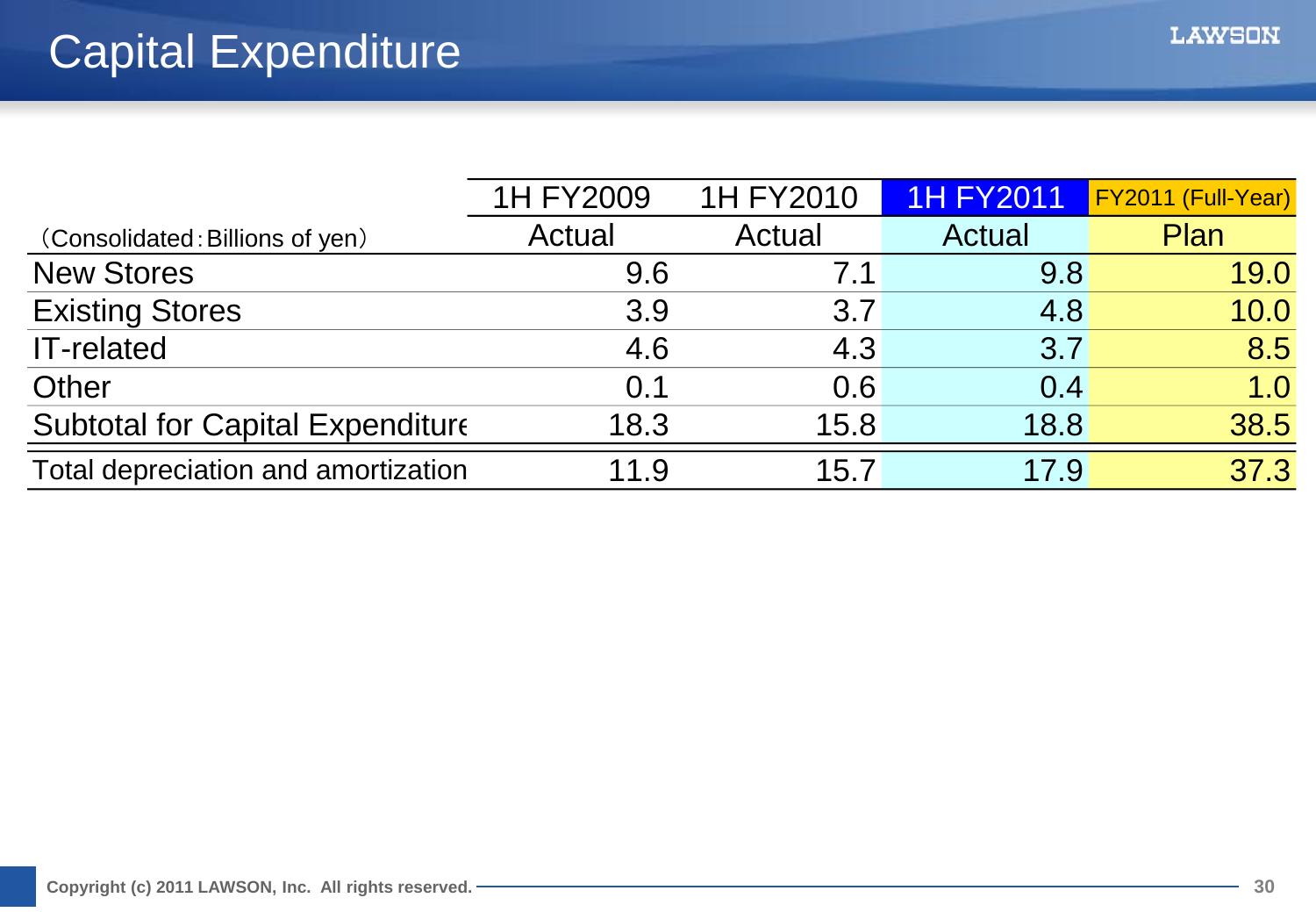# Capital Expenditure

| (Consolidated : Billions of yen) | 1H FY2009 Actual | 1H FY2010 Actual | 1H FY2011 Actual | FY2011 (Full-Year) Plan |
|---|---|---|---|---|
| New Stores | 9.6 | 7.1 | 9.8 | 19.0 |
| Existing Stores | 3.9 | 3.7 | 4.8 | 10.0 |
| IT-related | 4.6 | 4.3 | 3.7 | 8.5 |
| Other | 0.1 | 0.6 | 0.4 | 1.0 |
| Subtotal for Capital Expenditure | 18.3 | 15.8 | 18.8 | 38.5 |
| Total depreciation and amortization | 11.9 | 15.7 | 17.9 | 37.3 |

Copyright (c) 2011 LAWSON, Inc. All rights reserved.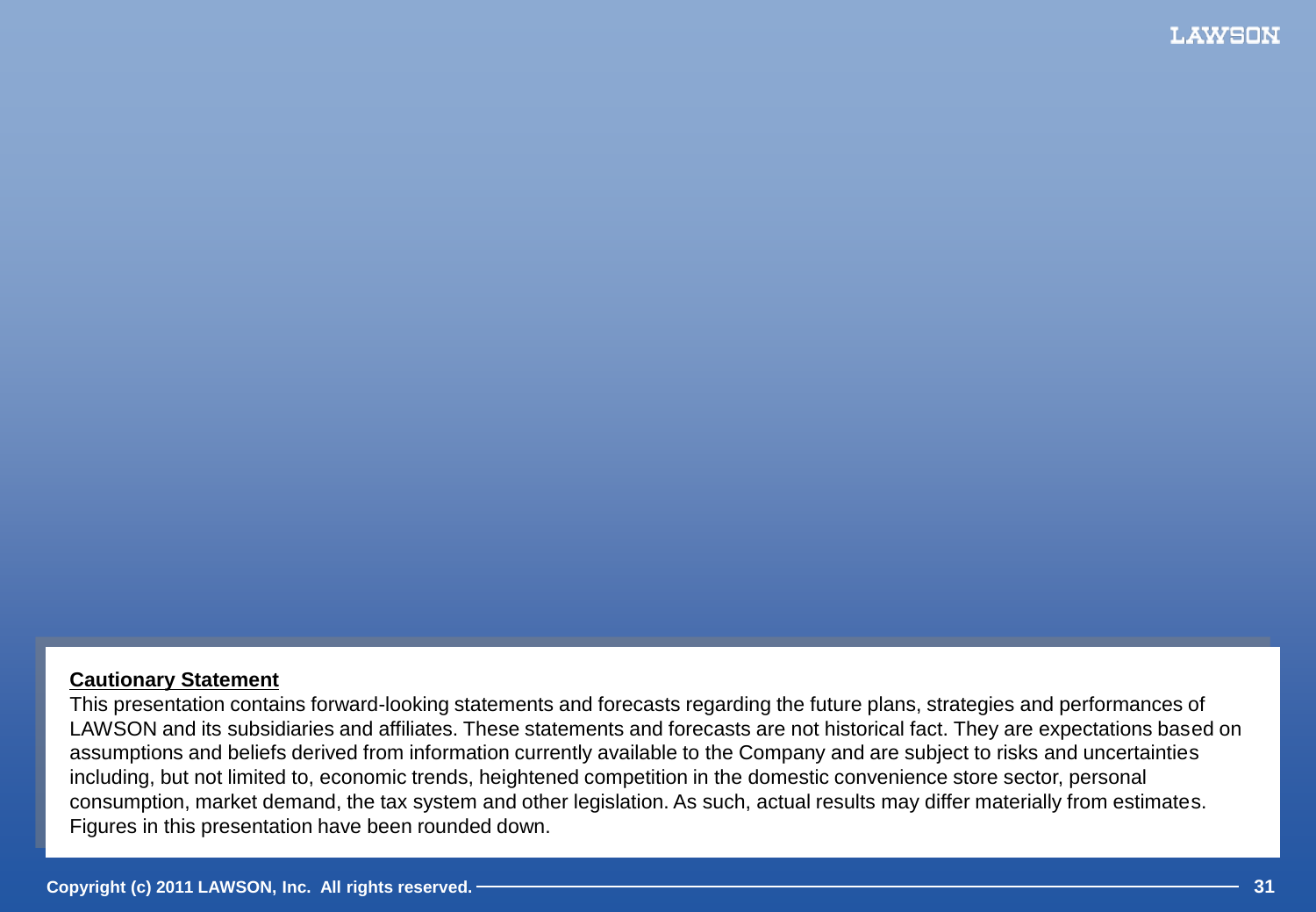**Cautionary Statement**

This presentation contains forward-looking statements and forecasts regarding the future plans, strategies and performances of LAWSON and its subsidiaries and affiliates. These statements and forecasts are not historical fact. They are expectations based on assumptions and beliefs derived from information currently available to the Company and are subject to risks and uncertainties including, but not limited to, economic trends, heightened competition in the domestic convenience store sector, personal consumption, market demand, the tax system and other legislation. As such, actual results may differ materially from estimates. Figures in this presentation have been rounded down.